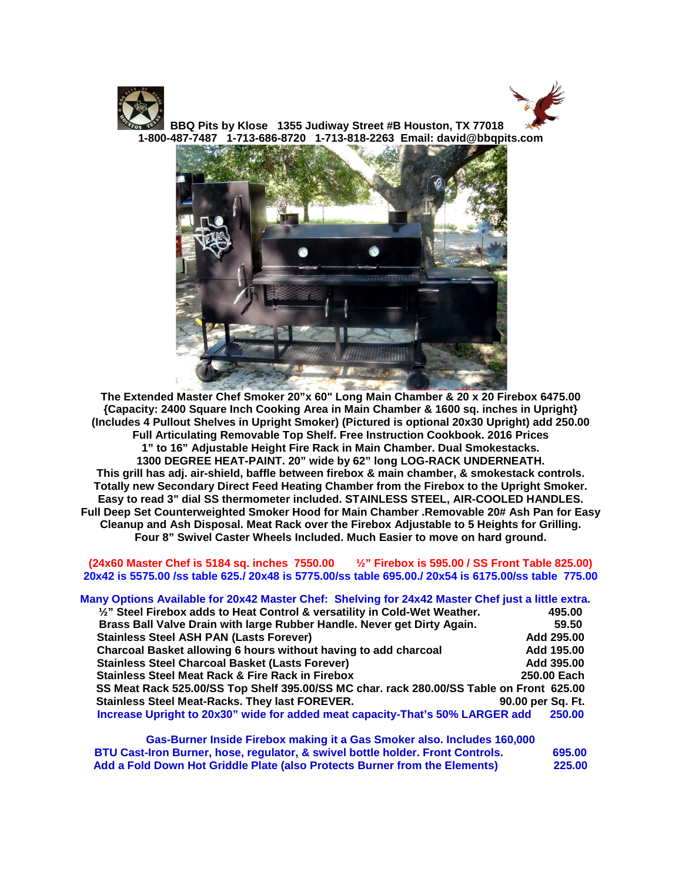**BBQ Pits by Klose 1355 Judiway Street #B Houston, TX 77018**
**1-800-487-7487 1-713-686-8720 1-713-818-2263 Email: david@bbqpits.com**

**The Extended Master Chef Smoker 20"x 60" Long Main Chamber & 20 x 20 Firebox 6475.00**
**{Capacity: 2400 Square Inch Cooking Area in Main Chamber & 1600 sq. inches in Upright}**
**(Includes 4 Pullout Shelves in Upright Smoker) (Pictured is optional 20x30 Upright) add 250.00**
**Full Articulating Removable Top Shelf. Free Instruction Cookbook. 2016 Prices**
**1" to 16" Adjustable Height Fire Rack in Main Chamber. Dual Smokestacks.**
**1300 DEGREE HEAT-PAINT. 20" wide by 62" long LOG-RACK UNDERNEATH.**
**This grill has adj. air-shield, baffle between firebox & main chamber, & smokestack controls.**
**Totally new Secondary Direct Feed Heating Chamber from the Firebox to the Upright Smoker.**
**Easy to read 3" dial SS thermometer included. STAINLESS STEEL, AIR-COOLED HANDLES.**
**Full Deep Set Counterweighted Smoker Hood for Main Chamber .Removable 20# Ash Pan for Easy Cleanup and Ash Disposal. Meat Rack over the Firebox Adjustable to 5 Heights for Grilling.**
**Four 8" Swivel Caster Wheels Included. Much Easier to move on hard ground.**

**(24x60 Master Chef is 5184 sq. inches 7550.00 ½" Firebox is 595.00 / SS Front Table 825.00)**
**20x42 is 5575.00 /ss table 625./ 20x48 is 5775.00/ss table 695.00./ 20x54 is 6175.00/ss table 775.00**

**Many Options Available for 20x42 Master Chef: Shelving for 24x42 Master Chef just a little extra.**

| Option | Price |
|---|---|
| ½" Steel Firebox adds to Heat Control & versatility in Cold-Wet Weather. | 495.00 |
| Brass Ball Valve Drain with large Rubber Handle. Never get Dirty Again. | 59.50 |
| Stainless Steel ASH PAN (Lasts Forever) | Add 295.00 |
| Charcoal Basket allowing 6 hours without having to add charcoal | Add 195.00 |
| Stainless Steel Charcoal Basket (Lasts Forever) | Add 395.00 |
| Stainless Steel Meat Rack & Fire Rack in Firebox | 250.00 Each |
| SS Meat Rack 525.00/SS Top Shelf 395.00/SS MC char. rack 280.00/SS Table on Front | 625.00 |
| Stainless Steel Meat-Racks. They last FOREVER. | 90.00 per Sq. Ft. |
| Increase Upright to 20x30" wide for added meat capacity-That's 50% LARGER add | 250.00 |

**Gas-Burner Inside Firebox making it a Gas Smoker also. Includes 160,000 BTU Cast-Iron Burner, hose, regulator, & swivel bottle holder. Front Controls. 695.00**
**Add a Fold Down Hot Griddle Plate (also Protects Burner from the Elements) 225.00**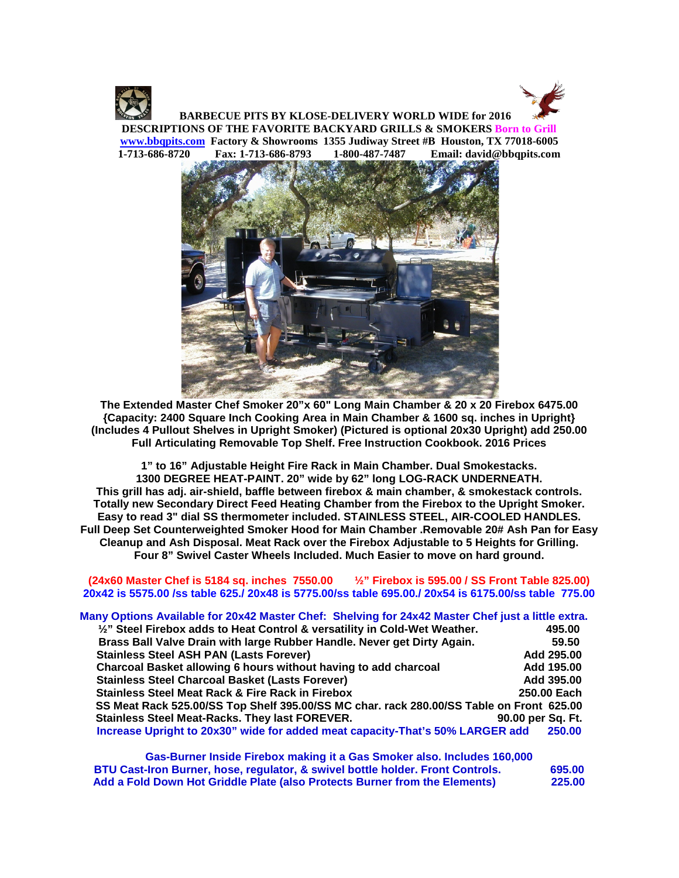**BARBECUE PITS BY KLOSE-DELIVERY WORLD WIDE for 2016**
**DESCRIPTIONS OF THE FAVORITE BACKYARD GRILLS & SMOKERS Born to Grill**
**www.bbqpits.com Factory & Showrooms 1355 Judiway Street #B Houston, TX 77018-6005**
**1-713-686-8720 Fax: 1-713-686-8793 1-800-487-7487 Email: david@bbqpits.com**

**The Extended Master Chef Smoker 20"x 60" Long Main Chamber & 20 x 20 Firebox 6475.00**
**{Capacity: 2400 Square Inch Cooking Area in Main Chamber & 1600 sq. inches in Upright}**
**(Includes 4 Pullout Shelves in Upright Smoker) (Pictured is optional 20x30 Upright) add 250.00**
**Full Articulating Removable Top Shelf. Free Instruction Cookbook. 2016 Prices**

**1" to 16" Adjustable Height Fire Rack in Main Chamber. Dual Smokestacks.**
**1300 DEGREE HEAT-PAINT. 20" wide by 62" long LOG-RACK UNDERNEATH.**
**This grill has adj. air-shield, baffle between firebox & main chamber, & smokestack controls.**
**Totally new Secondary Direct Feed Heating Chamber from the Firebox to the Upright Smoker.**
**Easy to read 3" dial SS thermometer included. STAINLESS STEEL, AIR-COOLED HANDLES.**
**Full Deep Set Counterweighted Smoker Hood for Main Chamber .Removable 20# Ash Pan for Easy Cleanup and Ash Disposal. Meat Rack over the Firebox Adjustable to 5 Heights for Grilling.**
**Four 8" Swivel Caster Wheels Included. Much Easier to move on hard ground.**

**(24x60 Master Chef is 5184 sq. inches 7550.00 ½" Firebox is 595.00 / SS Front Table 825.00)**
**20x42 is 5575.00 /ss table 625./ 20x48 is 5775.00/ss table 695.00./ 20x54 is 6175.00/ss table 775.00**

**Many Options Available for 20x42 Master Chef: Shelving for 24x42 Master Chef just a little extra.**

| | |
|---|---|
| **½" Steel Firebox adds to Heat Control & versatility in Cold-Wet Weather.** | **495.00** |
| **Brass Ball Valve Drain with large Rubber Handle. Never get Dirty Again.** | **59.50** |
| **Stainless Steel ASH PAN (Lasts Forever)** | **Add 295.00** |
| **Charcoal Basket allowing 6 hours without having to add charcoal** | **Add 195.00** |
| **Stainless Steel Charcoal Basket (Lasts Forever)** | **Add 395.00** |
| **Stainless Steel Meat Rack & Fire Rack in Firebox** | **250.00 Each** |
| **SS Meat Rack 525.00/SS Top Shelf 395.00/SS MC char. rack 280.00/SS Table on Front** | **625.00** |
| **Stainless Steel Meat-Racks. They last FOREVER.** | **90.00 per Sq. Ft.** |
| **Increase Upright to 20x30" wide for added meat capacity-That's 50% LARGER add** | **250.00** |

| | |
|---|---|
| **Gas-Burner Inside Firebox making it a Gas Smoker also. Includes 160,000 BTU Cast-Iron Burner, hose, regulator, & swivel bottle holder. Front Controls.** | **695.00** |
| **Add a Fold Down Hot Griddle Plate (also Protects Burner from the Elements)** | **225.00** |